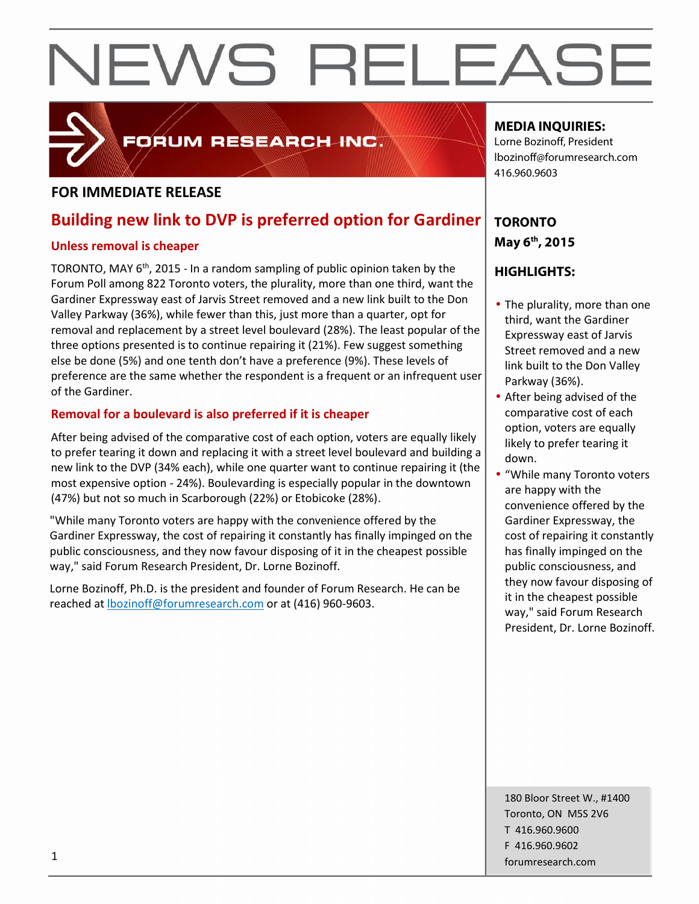# NEWS RELEASE

FORUM RESEARCH INC.

**FOR IMMEDIATE RELEASE**

## Building new link to DVP is preferred option for Gardiner

### Unless removal is cheaper

TORONTO, MAY 6th, 2015 - In a random sampling of public opinion taken by the Forum Poll among 822 Toronto voters, the plurality, more than one third, want the Gardiner Expressway east of Jarvis Street removed and a new link built to the Don Valley Parkway (36%), while fewer than this, just more than a quarter, opt for removal and replacement by a street level boulevard (28%). The least popular of the three options presented is to continue repairing it (21%). Few suggest something else be done (5%) and one tenth don't have a preference (9%). These levels of preference are the same whether the respondent is a frequent or an infrequent user of the Gardiner.

### Removal for a boulevard is also preferred if it is cheaper

After being advised of the comparative cost of each option, voters are equally likely to prefer tearing it down and replacing it with a street level boulevard and building a new link to the DVP (34% each), while one quarter want to continue repairing it (the most expensive option - 24%). Boulevarding is especially popular in the downtown (47%) but not so much in Scarborough (22%) or Etobicoke (28%).

"While many Toronto voters are happy with the convenience offered by the Gardiner Expressway, the cost of repairing it constantly has finally impinged on the public consciousness, and they now favour disposing of it in the cheapest possible way," said Forum Research President, Dr. Lorne Bozinoff.

Lorne Bozinoff, Ph.D. is the president and founder of Forum Research. He can be reached at lbozinoff@forumresearch.com or at (416) 960-9603.

**MEDIA INQUIRIES:**
Lorne Bozinoff, President
lbozinoff@forumresearch.com
416.960.9603

**TORONTO**
**May 6th, 2015**

**HIGHLIGHTS:**

- The plurality, more than one third, want the Gardiner Expressway east of Jarvis Street removed and a new link built to the Don Valley Parkway (36%).
- After being advised of the comparative cost of each option, voters are equally likely to prefer tearing it down.
- "While many Toronto voters are happy with the convenience offered by the Gardiner Expressway, the cost of repairing it constantly has finally impinged on the public consciousness, and they now favour disposing of it in the cheapest possible way," said Forum Research President, Dr. Lorne Bozinoff.

180 Bloor Street W., #1400
Toronto, ON M5S 2V6
T 416.960.9600
F 416.960.9602
forumresearch.com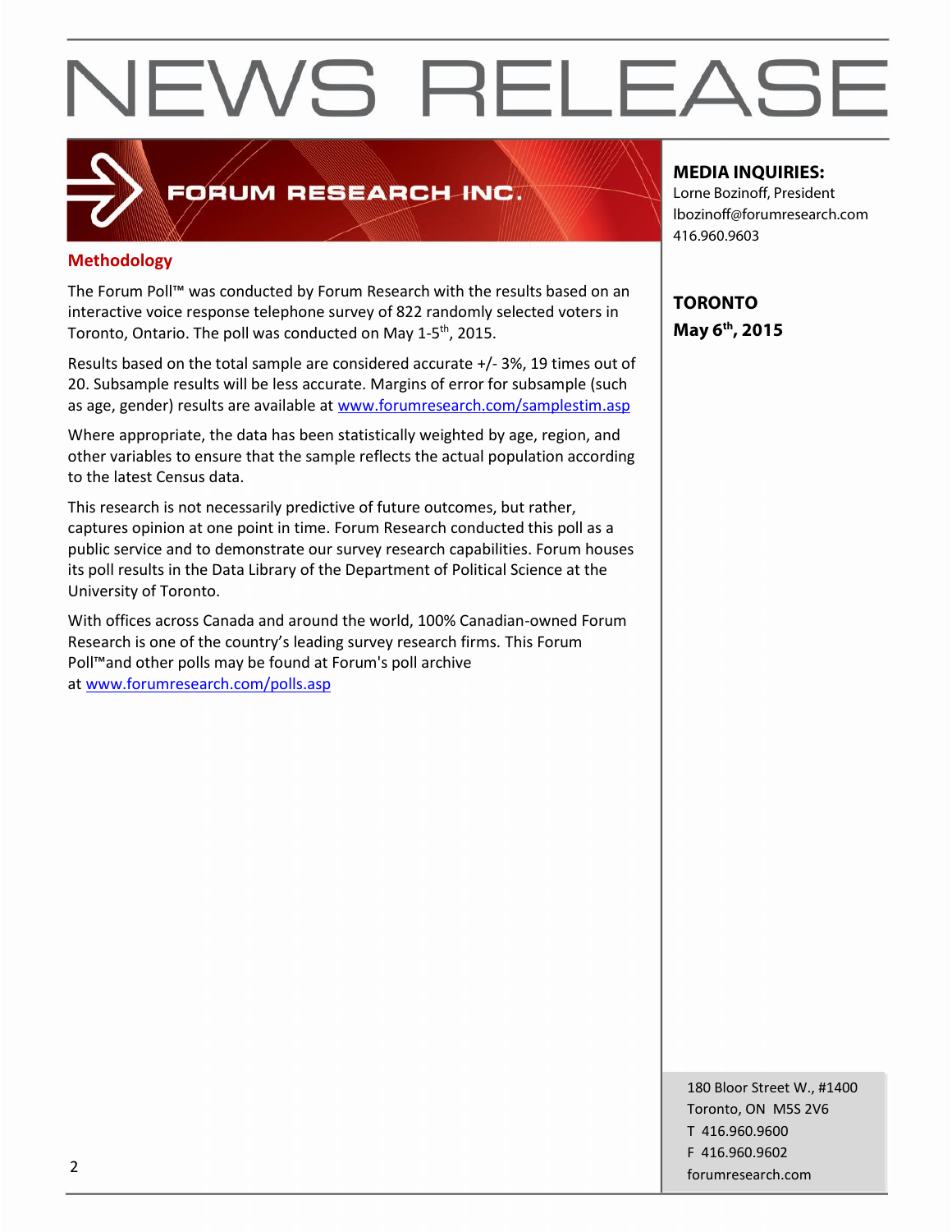# NEWS RELEASE

FORUM RESEARCH INC.

**MEDIA INQUIRIES:**
Lorne Bozinoff, President
lbozinoff@forumresearch.com
416.960.9603

**TORONTO**
**May 6th, 2015**

## Methodology

The Forum Poll™ was conducted by Forum Research with the results based on an interactive voice response telephone survey of 822 randomly selected voters in Toronto, Ontario. The poll was conducted on May 1-5th, 2015.

Results based on the total sample are considered accurate +/- 3%, 19 times out of 20. Subsample results will be less accurate. Margins of error for subsample (such as age, gender) results are available at www.forumresearch.com/samplestim.asp

Where appropriate, the data has been statistically weighted by age, region, and other variables to ensure that the sample reflects the actual population according to the latest Census data.

This research is not necessarily predictive of future outcomes, but rather, captures opinion at one point in time. Forum Research conducted this poll as a public service and to demonstrate our survey research capabilities. Forum houses its poll results in the Data Library of the Department of Political Science at the University of Toronto.

With offices across Canada and around the world, 100% Canadian-owned Forum Research is one of the country's leading survey research firms. This Forum Poll™and other polls may be found at Forum's poll archive at www.forumresearch.com/polls.asp

180 Bloor Street W., #1400
Toronto, ON M5S 2V6
T 416.960.9600
F 416.960.9602
forumresearch.com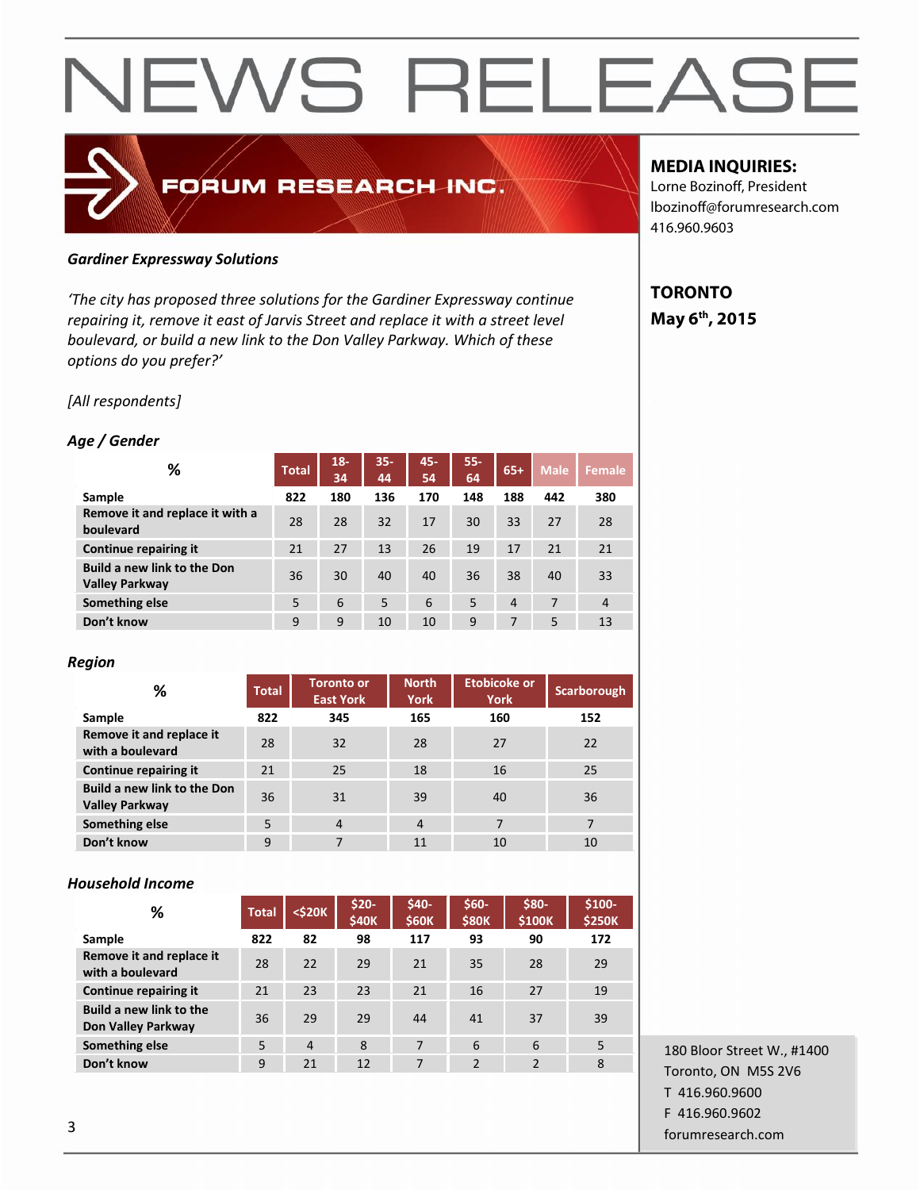# NEWS RELEASE

**FORUM RESEARCH INC.**

**MEDIA INQUIRIES:**
Lorne Bozinoff, President
lbozinoff@forumresearch.com
416.960.9603

**TORONTO**
**May 6th, 2015**

### *Gardiner Expressway Solutions*

*'The city has proposed three solutions for the Gardiner Expressway continue repairing it, remove it east of Jarvis Street and replace it with a street level boulevard, or build a new link to the Don Valley Parkway. Which of these options do you prefer?'*

*[All respondents]*

### *Age / Gender*

| % | Total | 18-34 | 35-44 | 45-54 | 55-64 | 65+ | Male | Female |
|---|---|---|---|---|---|---|---|---|
| **Sample** | 822 | 180 | 136 | 170 | 148 | 188 | 442 | 380 |
| **Remove it and replace it with a boulevard** | 28 | 28 | 32 | 17 | 30 | 33 | 27 | 28 |
| **Continue repairing it** | 21 | 27 | 13 | 26 | 19 | 17 | 21 | 21 |
| **Build a new link to the Don Valley Parkway** | 36 | 30 | 40 | 40 | 36 | 38 | 40 | 33 |
| **Something else** | 5 | 6 | 5 | 6 | 5 | 4 | 7 | 4 |
| **Don't know** | 9 | 9 | 10 | 10 | 9 | 7 | 5 | 13 |

### *Region*

| % | Total | Toronto or East York | North York | Etobicoke or York | Scarborough |
|---|---|---|---|---|---|
| **Sample** | 822 | 345 | 165 | 160 | 152 |
| **Remove it and replace it with a boulevard** | 28 | 32 | 28 | 27 | 22 |
| **Continue repairing it** | 21 | 25 | 18 | 16 | 25 |
| **Build a new link to the Don Valley Parkway** | 36 | 31 | 39 | 40 | 36 |
| **Something else** | 5 | 4 | 4 | 7 | 7 |
| **Don't know** | 9 | 7 | 11 | 10 | 10 |

### *Household Income*

| % | Total | <$20K | $20-$40K | $40-$60K | $60-$80K | $80-$100K | $100-$250K |
|---|---|---|---|---|---|---|---|
| **Sample** | 822 | 82 | 98 | 117 | 93 | 90 | 172 |
| **Remove it and replace it with a boulevard** | 28 | 22 | 29 | 21 | 35 | 28 | 29 |
| **Continue repairing it** | 21 | 23 | 23 | 21 | 16 | 27 | 19 |
| **Build a new link to the Don Valley Parkway** | 36 | 29 | 29 | 44 | 41 | 37 | 39 |
| **Something else** | 5 | 4 | 8 | 7 | 6 | 6 | 5 |
| **Don't know** | 9 | 21 | 12 | 7 | 2 | 2 | 8 |

180 Bloor Street W., #1400
Toronto, ON M5S 2V6
T 416.960.9600
F 416.960.9602
forumresearch.com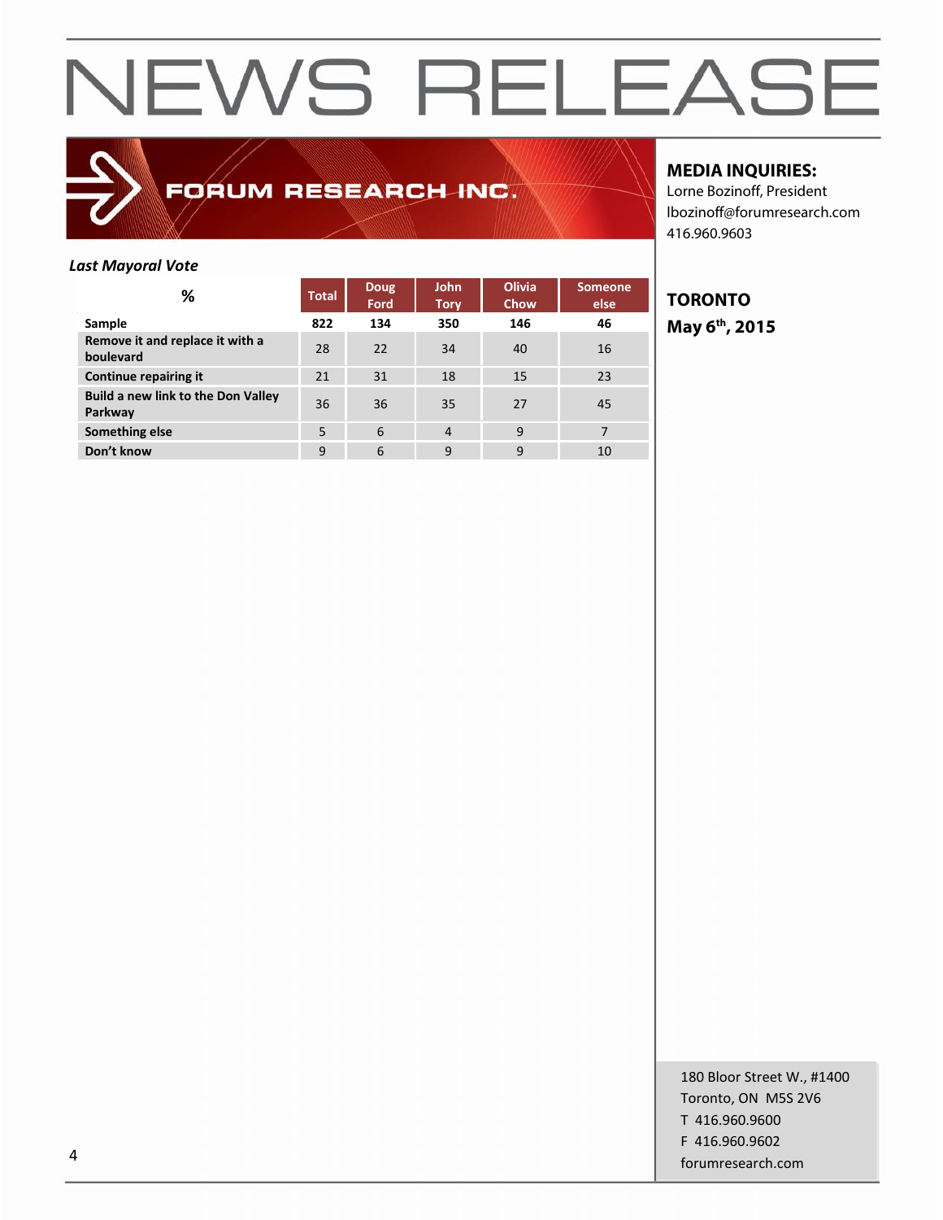# NEWS RELEASE

FORUM RESEARCH INC.

**MEDIA INQUIRIES:**
Lorne Bozinoff, President
lbozinoff@forumresearch.com
416.960.9603

**TORONTO**
**May 6th, 2015**

*Last Mayoral Vote*

| % | Total | Doug Ford | John Tory | Olivia Chow | Someone else |
|---|---|---|---|---|---|
| **Sample** | **822** | **134** | **350** | **146** | **46** |
| **Remove it and replace it with a boulevard** | 28 | 22 | 34 | 40 | 16 |
| **Continue repairing it** | 21 | 31 | 18 | 15 | 23 |
| **Build a new link to the Don Valley Parkway** | 36 | 36 | 35 | 27 | 45 |
| **Something else** | 5 | 6 | 4 | 9 | 7 |
| **Don't know** | 9 | 6 | 9 | 9 | 10 |

180 Bloor Street W., #1400
Toronto, ON M5S 2V6
T 416.960.9600
F 416.960.9602
forumresearch.com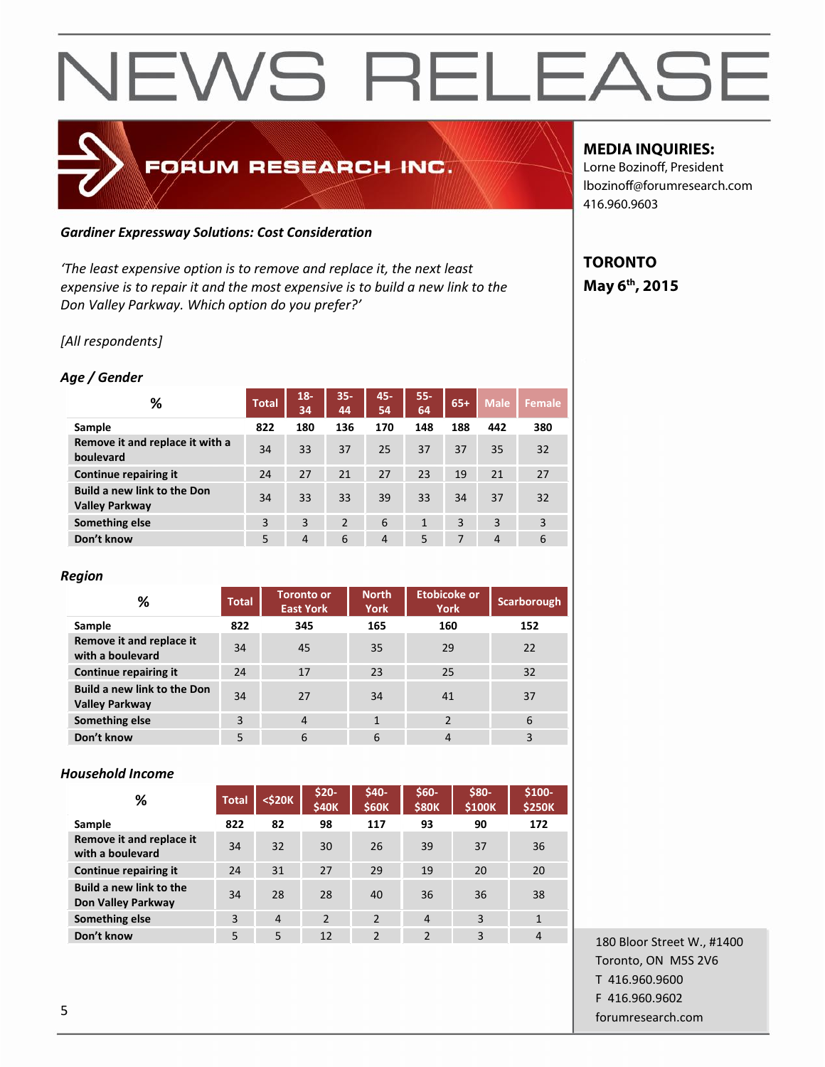# NEWS RELEASE

FORUM RESEARCH INC.

**MEDIA INQUIRIES:**
Lorne Bozinoff, President
lbozinoff@forumresearch.com
416.960.9603

**TORONTO**
**May 6th, 2015**

***Gardiner Expressway Solutions: Cost Consideration***

*'The least expensive option is to remove and replace it, the next least expensive is to repair it and the most expensive is to build a new link to the Don Valley Parkway. Which option do you prefer?'*

*[All respondents]*

***Age / Gender***

| % | Total | 18-34 | 35-44 | 45-54 | 55-64 | 65+ | Male | Female |
|---|---|---|---|---|---|---|---|---|
| **Sample** | **822** | **180** | **136** | **170** | **148** | **188** | **442** | **380** |
| **Remove it and replace it with a boulevard** | 34 | 33 | 37 | 25 | 37 | 37 | 35 | 32 |
| **Continue repairing it** | 24 | 27 | 21 | 27 | 23 | 19 | 21 | 27 |
| **Build a new link to the Don Valley Parkway** | 34 | 33 | 33 | 39 | 33 | 34 | 37 | 32 |
| **Something else** | 3 | 3 | 2 | 6 | 1 | 3 | 3 | 3 |
| **Don't know** | 5 | 4 | 6 | 4 | 5 | 7 | 4 | 6 |

***Region***

| % | Total | Toronto or East York | North York | Etobicoke or York | Scarborough |
|---|---|---|---|---|---|
| **Sample** | **822** | **345** | **165** | **160** | **152** |
| **Remove it and replace it with a boulevard** | 34 | 45 | 35 | 29 | 22 |
| **Continue repairing it** | 24 | 17 | 23 | 25 | 32 |
| **Build a new link to the Don Valley Parkway** | 34 | 27 | 34 | 41 | 37 |
| **Something else** | 3 | 4 | 1 | 2 | 6 |
| **Don't know** | 5 | 6 | 6 | 4 | 3 |

***Household Income***

| % | Total | <$20K | $20-$40K | $40-$60K | $60-$80K | $80-$100K | $100-$250K |
|---|---|---|---|---|---|---|---|
| **Sample** | **822** | **82** | **98** | **117** | **93** | **90** | **172** |
| **Remove it and replace it with a boulevard** | 34 | 32 | 30 | 26 | 39 | 37 | 36 |
| **Continue repairing it** | 24 | 31 | 27 | 29 | 19 | 20 | 20 |
| **Build a new link to the Don Valley Parkway** | 34 | 28 | 28 | 40 | 36 | 36 | 38 |
| **Something else** | 3 | 4 | 2 | 2 | 4 | 3 | 1 |
| **Don't know** | 5 | 5 | 12 | 2 | 2 | 3 | 4 |

180 Bloor Street W., #1400
Toronto, ON M5S 2V6
T 416.960.9600
F 416.960.9602
forumresearch.com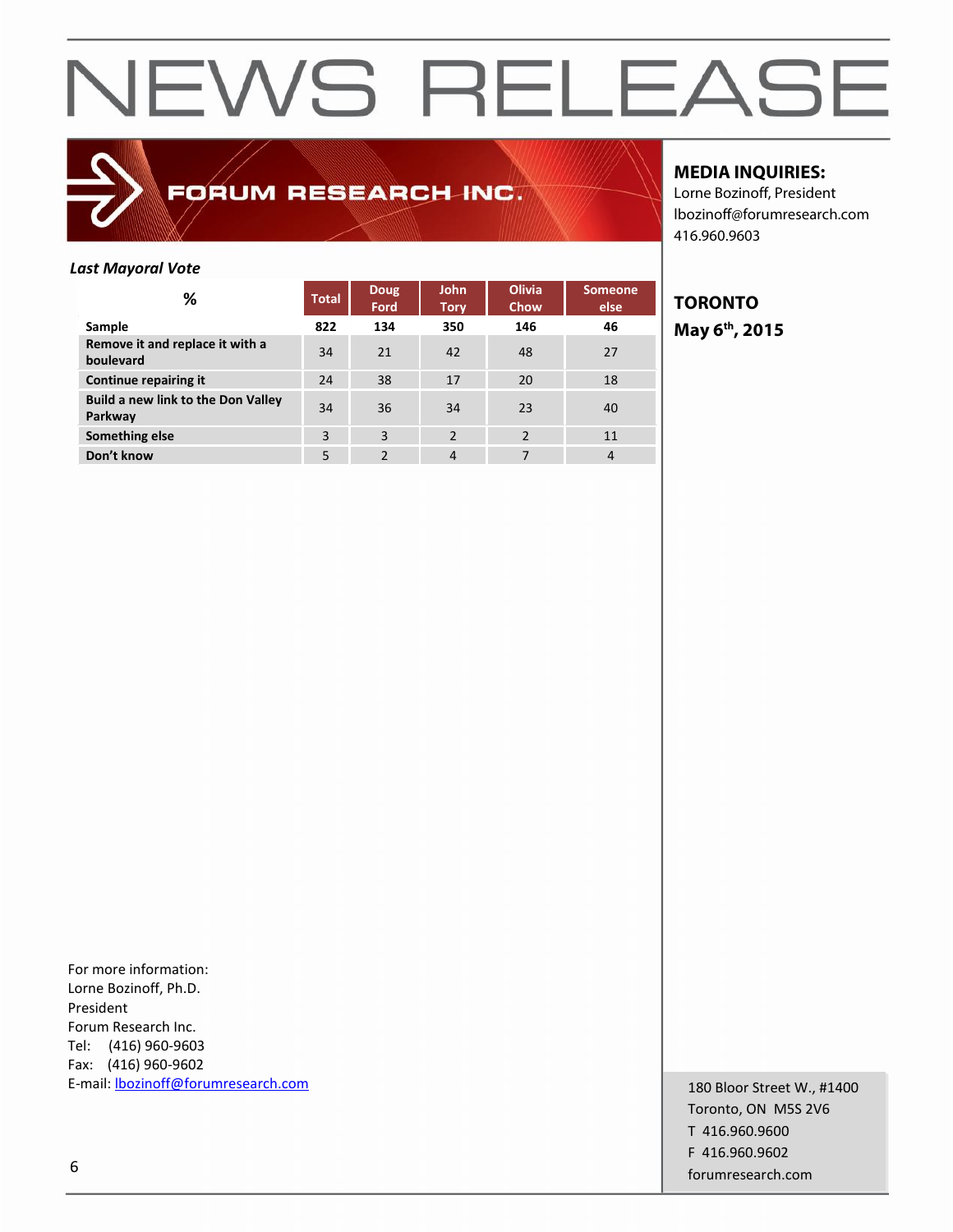# NEWS RELEASE

FORUM RESEARCH INC.

**MEDIA INQUIRIES:**
Lorne Bozinoff, President
lbozinoff@forumresearch.com
416.960.9603

**TORONTO**
**May 6th, 2015**

***Last Mayoral Vote***

| % | Total | Doug Ford | John Tory | Olivia Chow | Someone else |
|---|---|---|---|---|---|
| **Sample** | **822** | **134** | **350** | **146** | **46** |
| **Remove it and replace it with a boulevard** | 34 | 21 | 42 | 48 | 27 |
| **Continue repairing it** | 24 | 38 | 17 | 20 | 18 |
| **Build a new link to the Don Valley Parkway** | 34 | 36 | 34 | 23 | 40 |
| **Something else** | 3 | 3 | 2 | 2 | 11 |
| **Don't know** | 5 | 2 | 4 | 7 | 4 |

For more information:
Lorne Bozinoff, Ph.D.
President
Forum Research Inc.
Tel: (416) 960-9603
Fax: (416) 960-9602
E-mail: lbozinoff@forumresearch.com

180 Bloor Street W., #1400
Toronto, ON M5S 2V6
T 416.960.9600
F 416.960.9602
forumresearch.com